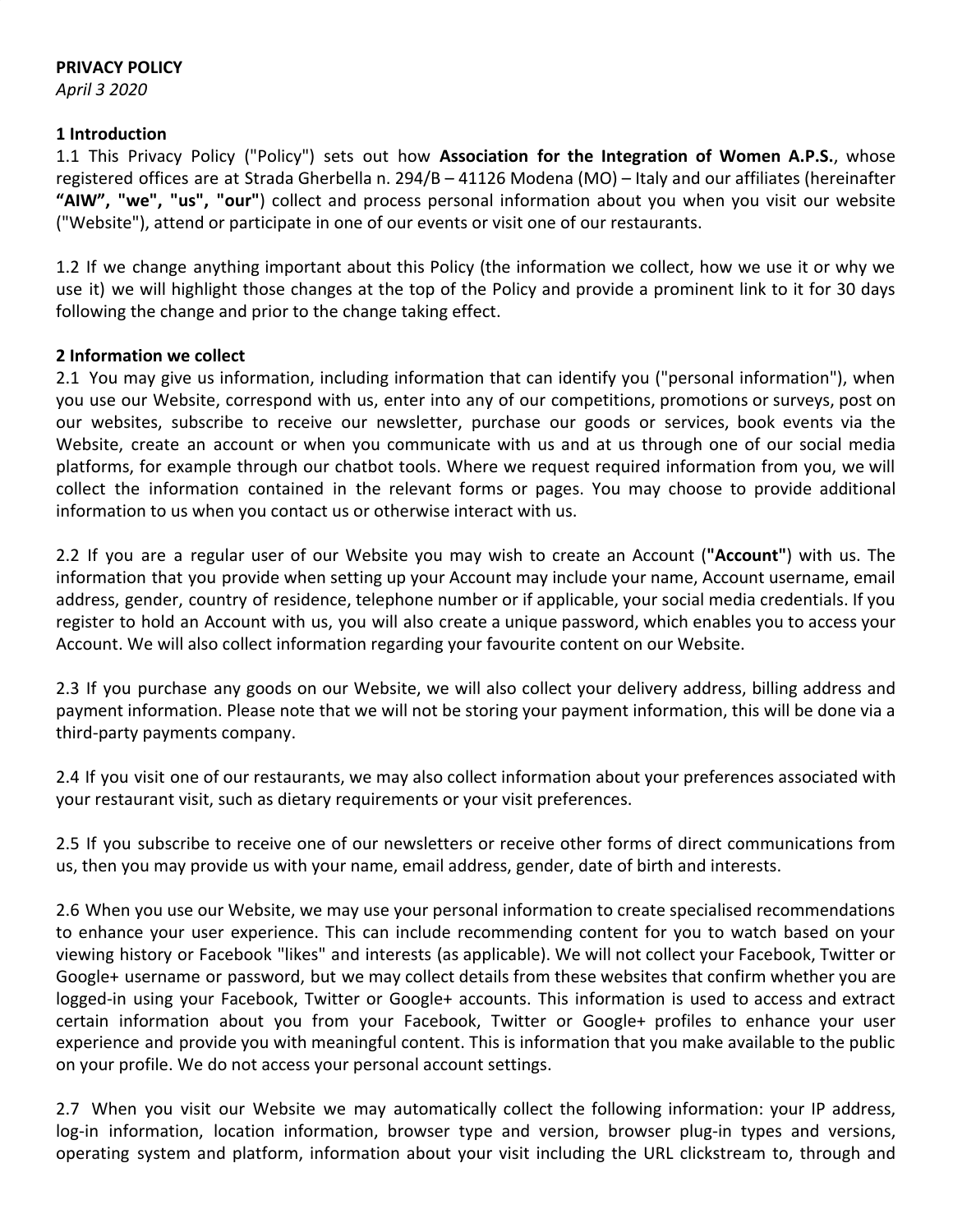**PRIVACY POLICY**

*April 3 2020*

**1 Introduction**

1.1 This Privacy Policy ("Policy") sets out how **Association for the Integration of Women A.P.S.**, whose registered offices are at Strada Gherbella n. 294/B – 41126 Modena (MO) – Italy and our affiliates (hereinafter **“AIW”, "we", "us", "our"**) collect and process personal information about you when you visit our website ("Website"), attend or participate in one of our events or visit one of our restaurants.

1.2 If we change anything important about this Policy (the information we collect, how we use it or why we use it) we will highlight those changes at the top of the Policy and provide a prominent link to it for 30 days following the change and prior to the change taking effect.

**2 Information we collect**

2.1 You may give us information, including information that can identify you ("personal information"), when you use our Website, correspond with us, enter into any of our competitions, promotions or surveys, post on our websites, subscribe to receive our newsletter, purchase our goods or services, book events via the Website, create an account or when you communicate with us and at us through one of our social media platforms, for example through our chatbot tools. Where we request required information from you, we will collect the information contained in the relevant forms or pages. You may choose to provide additional information to us when you contact us or otherwise interact with us.

2.2 If you are a regular user of our Website you may wish to create an Account (**"Account"**) with us. The information that you provide when setting up your Account may include your name, Account username, email address, gender, country of residence, telephone number or if applicable, your social media credentials. If you register to hold an Account with us, you will also create a unique password, which enables you to access your Account. We will also collect information regarding your favourite content on our Website.

2.3 If you purchase any goods on our Website, we will also collect your delivery address, billing address and payment information. Please note that we will not be storing your payment information, this will be done via a third-party payments company.

2.4 If you visit one of our restaurants, we may also collect information about your preferences associated with your restaurant visit, such as dietary requirements or your visit preferences.

2.5 If you subscribe to receive one of our newsletters or receive other forms of direct communications from us, then you may provide us with your name, email address, gender, date of birth and interests.

2.6 When you use our Website, we may use your personal information to create specialised recommendations to enhance your user experience. This can include recommending content for you to watch based on your viewing history or Facebook "likes" and interests (as applicable). We will not collect your Facebook, Twitter or Google+ username or password, but we may collect details from these websites that confirm whether you are logged-in using your Facebook, Twitter or Google+ accounts. This information is used to access and extract certain information about you from your Facebook, Twitter or Google+ profiles to enhance your user experience and provide you with meaningful content. This is information that you make available to the public on your profile. We do not access your personal account settings.

2.7 When you visit our Website we may automatically collect the following information: your IP address, log-in information, location information, browser type and version, browser plug-in types and versions, operating system and platform, information about your visit including the URL clickstream to, through and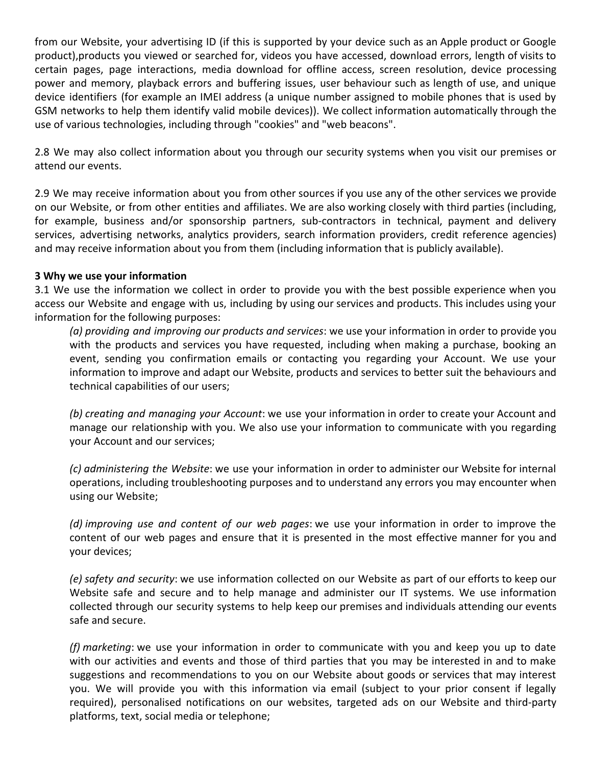from our Website, your advertising ID (if this is supported by your device such as an Apple product or Google product),products you viewed or searched for, videos you have accessed, download errors, length of visits to certain pages, page interactions, media download for offline access, screen resolution, device processing power and memory, playback errors and buffering issues, user behaviour such as length of use, and unique device identifiers (for example an IMEI address (a unique number assigned to mobile phones that is used by GSM networks to help them identify valid mobile devices)). We collect information automatically through the use of various technologies, including through "cookies" and "web beacons".

2.8 We may also collect information about you through our security systems when you visit our premises or attend our events.

2.9 We may receive information about you from other sources if you use any of the other services we provide on our Website, or from other entities and affiliates. We are also working closely with third parties (including, for example, business and/or sponsorship partners, sub-contractors in technical, payment and delivery services, advertising networks, analytics providers, search information providers, credit reference agencies) and may receive information about you from them (including information that is publicly available).

**3 Why we use your information**

3.1 We use the information we collect in order to provide you with the best possible experience when you access our Website and engage with us, including by using our services and products. This includes using your information for the following purposes:

*(a) providing and improving our products and services*: we use your information in order to provide you with the products and services you have requested, including when making a purchase, booking an event, sending you confirmation emails or contacting you regarding your Account. We use your information to improve and adapt our Website, products and services to better suit the behaviours and technical capabilities of our users;

*(b) creating and managing your Account*: we use your information in order to create your Account and manage our relationship with you. We also use your information to communicate with you regarding your Account and our services;

*(c) administering the Website*: we use your information in order to administer our Website for internal operations, including troubleshooting purposes and to understand any errors you may encounter when using our Website;

*(d) improving use and content of our web pages*: we use your information in order to improve the content of our web pages and ensure that it is presented in the most effective manner for you and your devices;

*(e) safety and security*: we use information collected on our Website as part of our efforts to keep our Website safe and secure and to help manage and administer our IT systems. We use information collected through our security systems to help keep our premises and individuals attending our events safe and secure.

*(f) marketing*: we use your information in order to communicate with you and keep you up to date with our activities and events and those of third parties that you may be interested in and to make suggestions and recommendations to you on our Website about goods or services that may interest you. We will provide you with this information via email (subject to your prior consent if legally required), personalised notifications on our websites, targeted ads on our Website and third-party platforms, text, social media or telephone;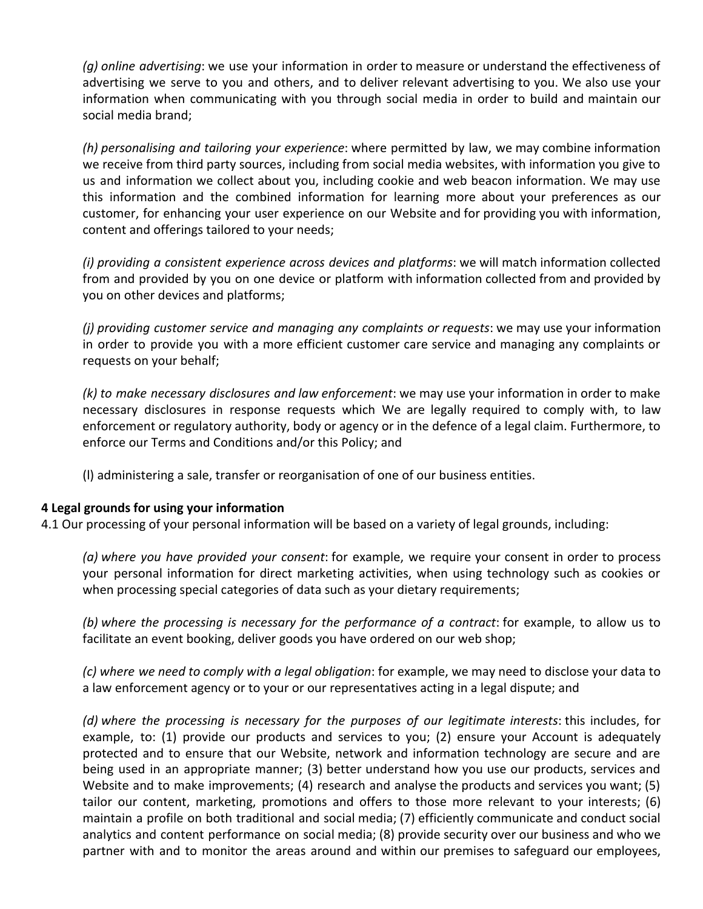*(g) online advertising*: we use your information in order to measure or understand the effectiveness of advertising we serve to you and others, and to deliver relevant advertising to you. We also use your information when communicating with you through social media in order to build and maintain our social media brand;

*(h) personalising and tailoring your experience*: where permitted by law, we may combine information we receive from third party sources, including from social media websites, with information you give to us and information we collect about you, including cookie and web beacon information. We may use this information and the combined information for learning more about your preferences as our customer, for enhancing your user experience on our Website and for providing you with information, content and offerings tailored to your needs;

*(i) providing a consistent experience across devices and platforms*: we will match information collected from and provided by you on one device or platform with information collected from and provided by you on other devices and platforms;

*(j) providing customer service and managing any complaints or requests*: we may use your information in order to provide you with a more efficient customer care service and managing any complaints or requests on your behalf;

*(k) to make necessary disclosures and law enforcement*: we may use your information in order to make necessary disclosures in response requests which We are legally required to comply with, to law enforcement or regulatory authority, body or agency or in the defence of a legal claim. Furthermore, to enforce our Terms and Conditions and/or this Policy; and

(l) administering a sale, transfer or reorganisation of one of our business entities.

**4 Legal grounds for using your information**

4.1 Our processing of your personal information will be based on a variety of legal grounds, including:

*(a) where you have provided your consent*: for example, we require your consent in order to process your personal information for direct marketing activities, when using technology such as cookies or when processing special categories of data such as your dietary requirements;

*(b) where the processing is necessary for the performance of a contract*: for example, to allow us to facilitate an event booking, deliver goods you have ordered on our web shop;

*(c) where we need to comply with a legal obligation*: for example, we may need to disclose your data to a law enforcement agency or to your or our representatives acting in a legal dispute; and

*(d) where the processing is necessary for the purposes of our legitimate interests*: this includes, for example, to: (1) provide our products and services to you; (2) ensure your Account is adequately protected and to ensure that our Website, network and information technology are secure and are being used in an appropriate manner; (3) better understand how you use our products, services and Website and to make improvements; (4) research and analyse the products and services you want; (5) tailor our content, marketing, promotions and offers to those more relevant to your interests; (6) maintain a profile on both traditional and social media; (7) efficiently communicate and conduct social analytics and content performance on social media; (8) provide security over our business and who we partner with and to monitor the areas around and within our premises to safeguard our employees,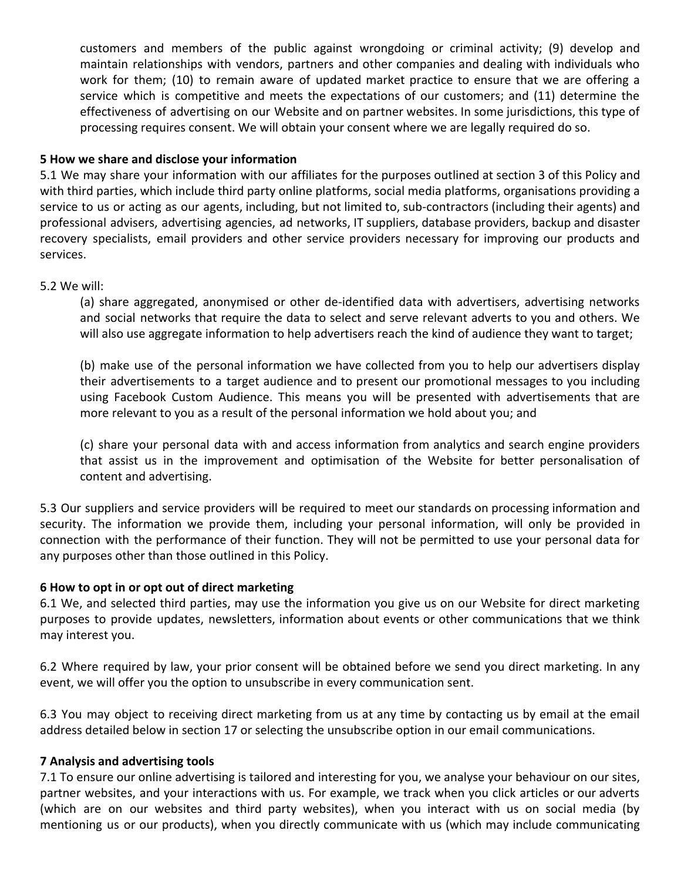customers and members of the public against wrongdoing or criminal activity; (9) develop and maintain relationships with vendors, partners and other companies and dealing with individuals who work for them; (10) to remain aware of updated market practice to ensure that we are offering a service which is competitive and meets the expectations of our customers; and (11) determine the effectiveness of advertising on our Website and on partner websites. In some jurisdictions, this type of processing requires consent. We will obtain your consent where we are legally required do so.

**5 How we share and disclose your information**

5.1 We may share your information with our affiliates for the purposes outlined at section 3 of this Policy and with third parties, which include third party online platforms, social media platforms, organisations providing a service to us or acting as our agents, including, but not limited to, sub-contractors (including their agents) and professional advisers, advertising agencies, ad networks, IT suppliers, database providers, backup and disaster recovery specialists, email providers and other service providers necessary for improving our products and services.

5.2 We will:

(a) share aggregated, anonymised or other de-identified data with advertisers, advertising networks and social networks that require the data to select and serve relevant adverts to you and others. We will also use aggregate information to help advertisers reach the kind of audience they want to target;

(b) make use of the personal information we have collected from you to help our advertisers display their advertisements to a target audience and to present our promotional messages to you including using Facebook Custom Audience. This means you will be presented with advertisements that are more relevant to you as a result of the personal information we hold about you; and

(c) share your personal data with and access information from analytics and search engine providers that assist us in the improvement and optimisation of the Website for better personalisation of content and advertising.

5.3 Our suppliers and service providers will be required to meet our standards on processing information and security. The information we provide them, including your personal information, will only be provided in connection with the performance of their function. They will not be permitted to use your personal data for any purposes other than those outlined in this Policy.

**6 How to opt in or opt out of direct marketing**

6.1 We, and selected third parties, may use the information you give us on our Website for direct marketing purposes to provide updates, newsletters, information about events or other communications that we think may interest you.

6.2 Where required by law, your prior consent will be obtained before we send you direct marketing. In any event, we will offer you the option to unsubscribe in every communication sent.

6.3 You may object to receiving direct marketing from us at any time by contacting us by email at the email address detailed below in section 17 or selecting the unsubscribe option in our email communications.

**7 Analysis and advertising tools**

7.1 To ensure our online advertising is tailored and interesting for you, we analyse your behaviour on our sites, partner websites, and your interactions with us. For example, we track when you click articles or our adverts (which are on our websites and third party websites), when you interact with us on social media (by mentioning us or our products), when you directly communicate with us (which may include communicating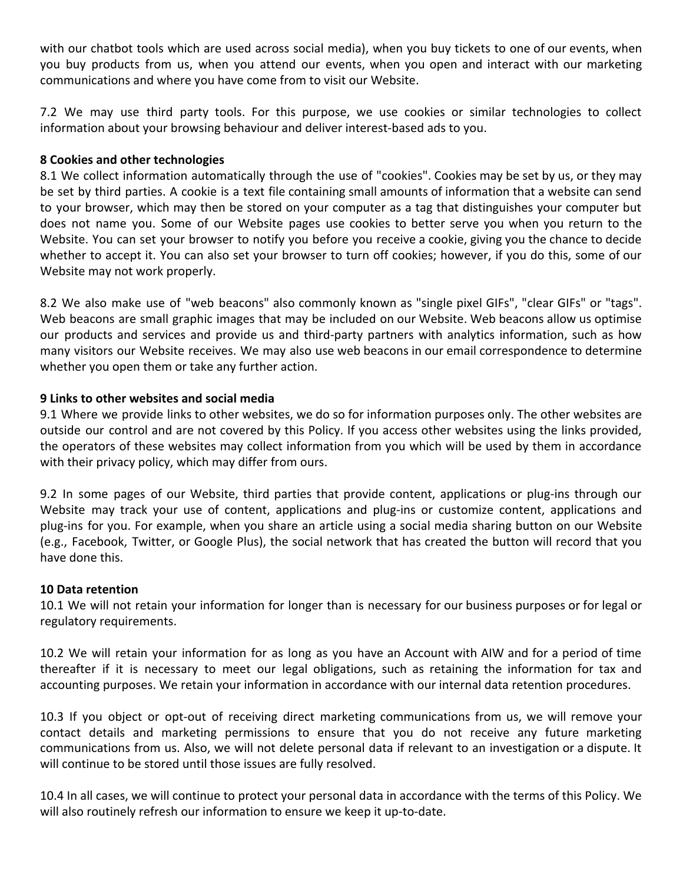with our chatbot tools which are used across social media), when you buy tickets to one of our events, when you buy products from us, when you attend our events, when you open and interact with our marketing communications and where you have come from to visit our Website.

7.2 We may use third party tools. For this purpose, we use cookies or similar technologies to collect information about your browsing behaviour and deliver interest-based ads to you.

**8 Cookies and other technologies**

8.1 We collect information automatically through the use of "cookies". Cookies may be set by us, or they may be set by third parties. A cookie is a text file containing small amounts of information that a website can send to your browser, which may then be stored on your computer as a tag that distinguishes your computer but does not name you. Some of our Website pages use cookies to better serve you when you return to the Website. You can set your browser to notify you before you receive a cookie, giving you the chance to decide whether to accept it. You can also set your browser to turn off cookies; however, if you do this, some of our Website may not work properly.

8.2 We also make use of "web beacons" also commonly known as "single pixel GIFs", "clear GIFs" or "tags". Web beacons are small graphic images that may be included on our Website. Web beacons allow us optimise our products and services and provide us and third-party partners with analytics information, such as how many visitors our Website receives. We may also use web beacons in our email correspondence to determine whether you open them or take any further action.

**9 Links to other websites and social media**

9.1 Where we provide links to other websites, we do so for information purposes only. The other websites are outside our control and are not covered by this Policy. If you access other websites using the links provided, the operators of these websites may collect information from you which will be used by them in accordance with their privacy policy, which may differ from ours.

9.2 In some pages of our Website, third parties that provide content, applications or plug-ins through our Website may track your use of content, applications and plug-ins or customize content, applications and plug-ins for you. For example, when you share an article using a social media sharing button on our Website (e.g., Facebook, Twitter, or Google Plus), the social network that has created the button will record that you have done this.

**10 Data retention**

10.1 We will not retain your information for longer than is necessary for our business purposes or for legal or regulatory requirements.

10.2 We will retain your information for as long as you have an Account with AIW and for a period of time thereafter if it is necessary to meet our legal obligations, such as retaining the information for tax and accounting purposes. We retain your information in accordance with our internal data retention procedures.

10.3 If you object or opt-out of receiving direct marketing communications from us, we will remove your contact details and marketing permissions to ensure that you do not receive any future marketing communications from us. Also, we will not delete personal data if relevant to an investigation or a dispute. It will continue to be stored until those issues are fully resolved.

10.4 In all cases, we will continue to protect your personal data in accordance with the terms of this Policy. We will also routinely refresh our information to ensure we keep it up-to-date.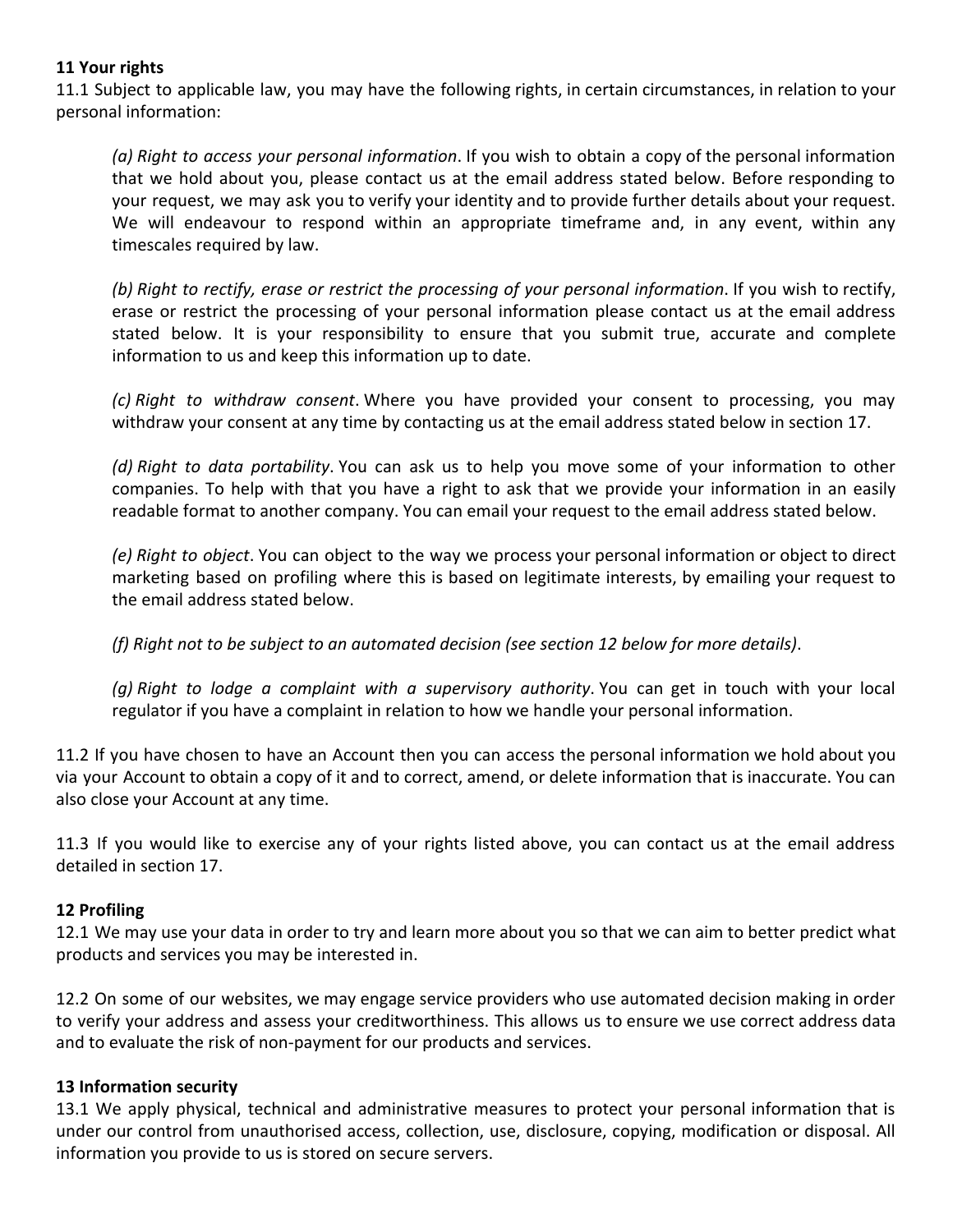**11 Your rights**

11.1 Subject to applicable law, you may have the following rights, in certain circumstances, in relation to your personal information:

> *(a) Right to access your personal information*. If you wish to obtain a copy of the personal information that we hold about you, please contact us at the email address stated below. Before responding to your request, we may ask you to verify your identity and to provide further details about your request. We will endeavour to respond within an appropriate timeframe and, in any event, within any timescales required by law.
>
> *(b) Right to rectify, erase or restrict the processing of your personal information*. If you wish to rectify, erase or restrict the processing of your personal information please contact us at the email address stated below. It is your responsibility to ensure that you submit true, accurate and complete information to us and keep this information up to date.
>
> *(c) Right to withdraw consent*. Where you have provided your consent to processing, you may withdraw your consent at any time by contacting us at the email address stated below in section 17.
>
> *(d) Right to data portability*. You can ask us to help you move some of your information to other companies. To help with that you have a right to ask that we provide your information in an easily readable format to another company. You can email your request to the email address stated below.
>
> *(e) Right to object*. You can object to the way we process your personal information or object to direct marketing based on profiling where this is based on legitimate interests, by emailing your request to the email address stated below.
>
> *(f) Right not to be subject to an automated decision (see section 12 below for more details)*.
>
> *(g) Right to lodge a complaint with a supervisory authority*. You can get in touch with your local regulator if you have a complaint in relation to how we handle your personal information.

11.2 If you have chosen to have an Account then you can access the personal information we hold about you via your Account to obtain a copy of it and to correct, amend, or delete information that is inaccurate. You can also close your Account at any time.

11.3 If you would like to exercise any of your rights listed above, you can contact us at the email address detailed in section 17.

**12 Profiling**

12.1 We may use your data in order to try and learn more about you so that we can aim to better predict what products and services you may be interested in.

12.2 On some of our websites, we may engage service providers who use automated decision making in order to verify your address and assess your creditworthiness. This allows us to ensure we use correct address data and to evaluate the risk of non-payment for our products and services.

**13 Information security**

13.1 We apply physical, technical and administrative measures to protect your personal information that is under our control from unauthorised access, collection, use, disclosure, copying, modification or disposal. All information you provide to us is stored on secure servers.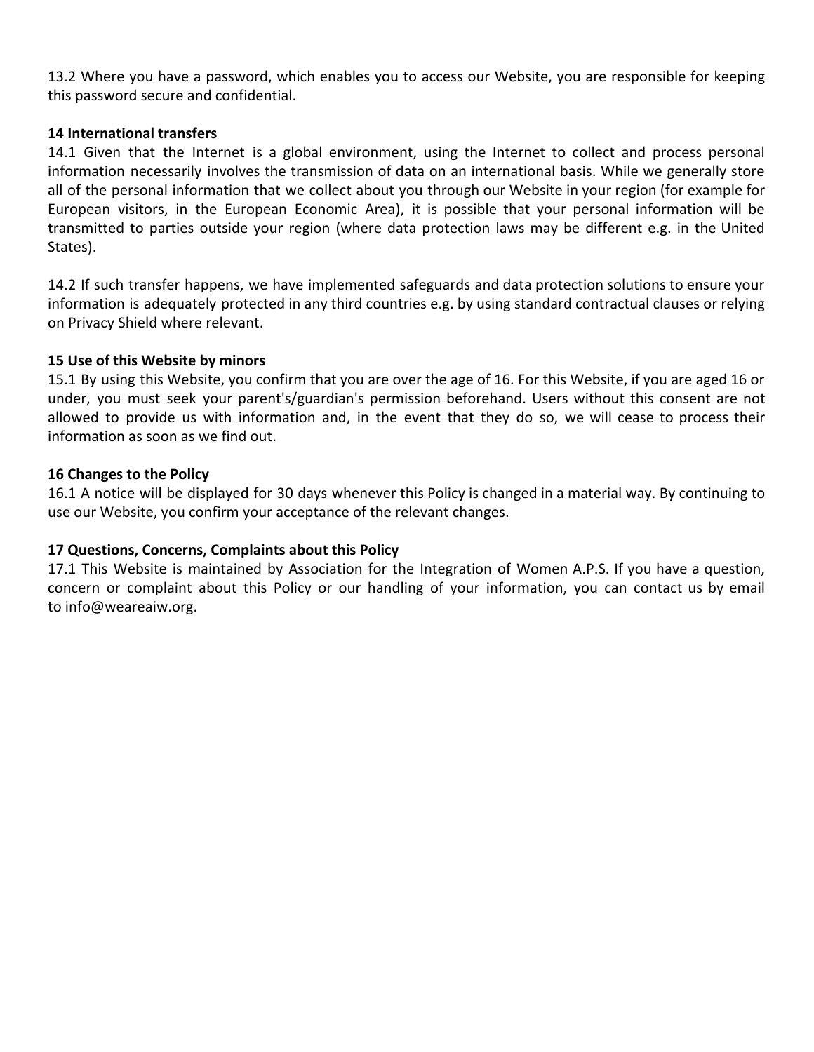13.2 Where you have a password, which enables you to access our Website, you are responsible for keeping this password secure and confidential.

**14 International transfers**

14.1 Given that the Internet is a global environment, using the Internet to collect and process personal information necessarily involves the transmission of data on an international basis. While we generally store all of the personal information that we collect about you through our Website in your region (for example for European visitors, in the European Economic Area), it is possible that your personal information will be transmitted to parties outside your region (where data protection laws may be different e.g. in the United States).

14.2 If such transfer happens, we have implemented safeguards and data protection solutions to ensure your information is adequately protected in any third countries e.g. by using standard contractual clauses or relying on Privacy Shield where relevant.

**15 Use of this Website by minors**

15.1 By using this Website, you confirm that you are over the age of 16. For this Website, if you are aged 16 or under, you must seek your parent's/guardian's permission beforehand. Users without this consent are not allowed to provide us with information and, in the event that they do so, we will cease to process their information as soon as we find out.

**16 Changes to the Policy**

16.1 A notice will be displayed for 30 days whenever this Policy is changed in a material way. By continuing to use our Website, you confirm your acceptance of the relevant changes.

**17 Questions, Concerns, Complaints about this Policy**

17.1 This Website is maintained by Association for the Integration of Women A.P.S. If you have a question, concern or complaint about this Policy or our handling of your information, you can contact us by email to info@weareaiw.org.